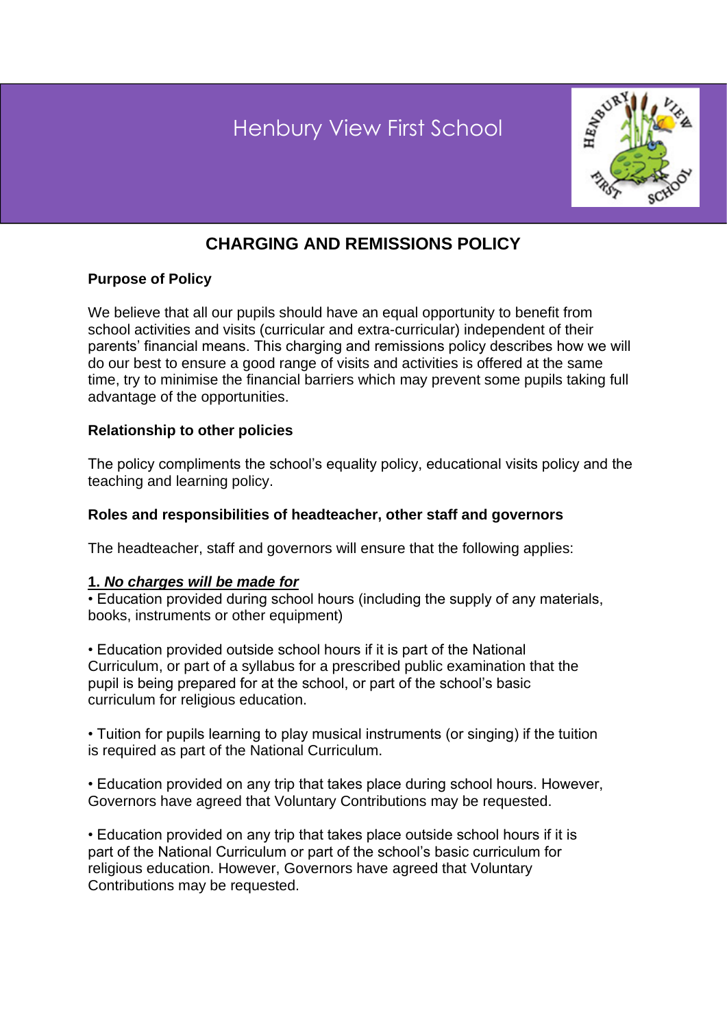# Henbury View First School

## CHARGING AND REMISSIONS POLICY

**Purpose of Policy**

We believe that all our pupils should have an equal opportunity to benefit from school activities and visits (curricular and extra-curricular) independent of their parents' financial means. This charging and remissions policy describes how we will do our best to ensure a good range of visits and activities is offered at the same time, try to minimise the financial barriers which may prevent some pupils taking full advantage of the opportunities.

**Relationship to other policies**

The policy compliments the school's equality policy, educational visits policy and the teaching and learning policy.

**Roles and responsibilities of headteacher, other staff and governors**

The headteacher, staff and governors will ensure that the following applies:

**1. _No charges will be made for_**

- Education provided during school hours (including the supply of any materials, books, instruments or other equipment)

- Education provided outside school hours if it is part of the National Curriculum, or part of a syllabus for a prescribed public examination that the pupil is being prepared for at the school, or part of the school's basic curriculum for religious education.

- Tuition for pupils learning to play musical instruments (or singing) if the tuition is required as part of the National Curriculum.

- Education provided on any trip that takes place during school hours. However, Governors have agreed that Voluntary Contributions may be requested.

- Education provided on any trip that takes place outside school hours if it is part of the National Curriculum or part of the school's basic curriculum for religious education. However, Governors have agreed that Voluntary Contributions may be requested.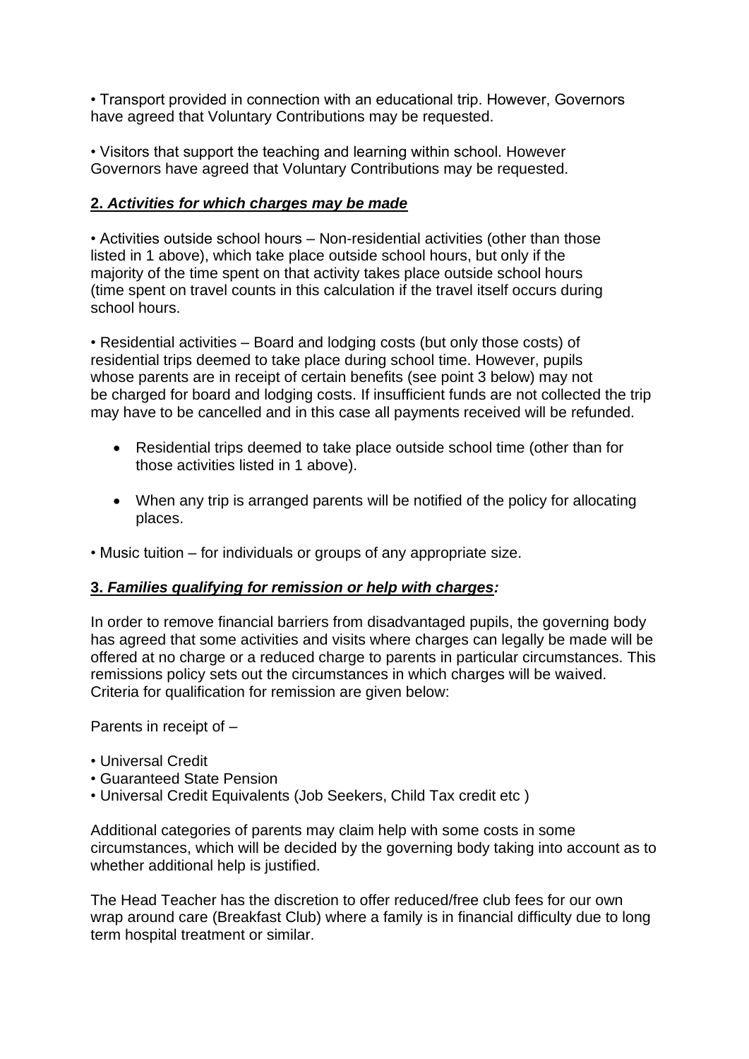• Transport provided in connection with an educational trip. However, Governors have agreed that Voluntary Contributions may be requested.

• Visitors that support the teaching and learning within school. However Governors have agreed that Voluntary Contributions may be requested.

## **2. *Activities for which charges may be made***

• Activities outside school hours – Non-residential activities (other than those listed in 1 above), which take place outside school hours, but only if the majority of the time spent on that activity takes place outside school hours (time spent on travel counts in this calculation if the travel itself occurs during school hours.

• Residential activities – Board and lodging costs (but only those costs) of residential trips deemed to take place during school time. However, pupils whose parents are in receipt of certain benefits (see point 3 below) may not be charged for board and lodging costs. If insufficient funds are not collected the trip may have to be cancelled and in this case all payments received will be refunded.

- Residential trips deemed to take place outside school time (other than for those activities listed in 1 above).
- When any trip is arranged parents will be notified of the policy for allocating places.

• Music tuition – for individuals or groups of any appropriate size.

## **3. *Families qualifying for remission or help with charges:***

In order to remove financial barriers from disadvantaged pupils, the governing body has agreed that some activities and visits where charges can legally be made will be offered at no charge or a reduced charge to parents in particular circumstances. This remissions policy sets out the circumstances in which charges will be waived. Criteria for qualification for remission are given below:

Parents in receipt of –

• Universal Credit
• Guaranteed State Pension
• Universal Credit Equivalents (Job Seekers, Child Tax credit etc )

Additional categories of parents may claim help with some costs in some circumstances, which will be decided by the governing body taking into account as to whether additional help is justified.

The Head Teacher has the discretion to offer reduced/free club fees for our own wrap around care (Breakfast Club) where a family is in financial difficulty due to long term hospital treatment or similar.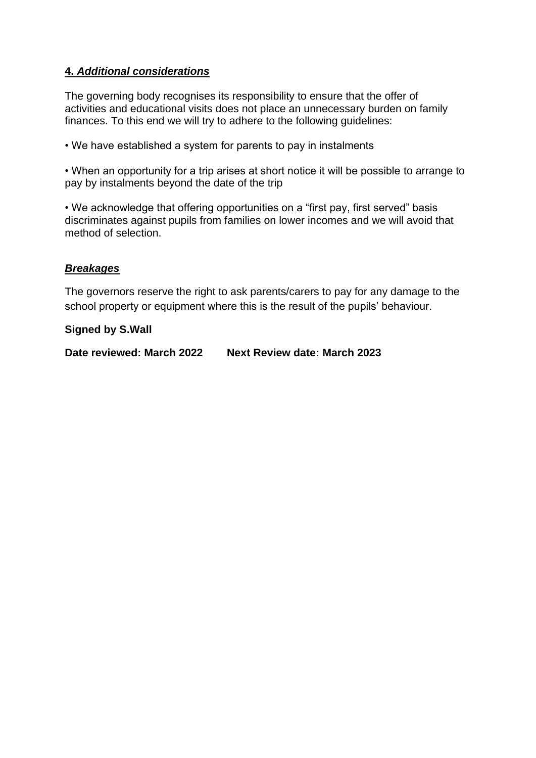## 4. ***Additional considerations***

The governing body recognises its responsibility to ensure that the offer of activities and educational visits does not place an unnecessary burden on family finances. To this end we will try to adhere to the following guidelines:

- We have established a system for parents to pay in instalments
- When an opportunity for a trip arises at short notice it will be possible to arrange to pay by instalments beyond the date of the trip
- We acknowledge that offering opportunities on a "first pay, first served" basis discriminates against pupils from families on lower incomes and we will avoid that method of selection.

### ***Breakages***

The governors reserve the right to ask parents/carers to pay for any damage to the school property or equipment where this is the result of the pupils' behaviour.

**Signed by S.Wall**

**Date reviewed: March 2022    Next Review date: March 2023**